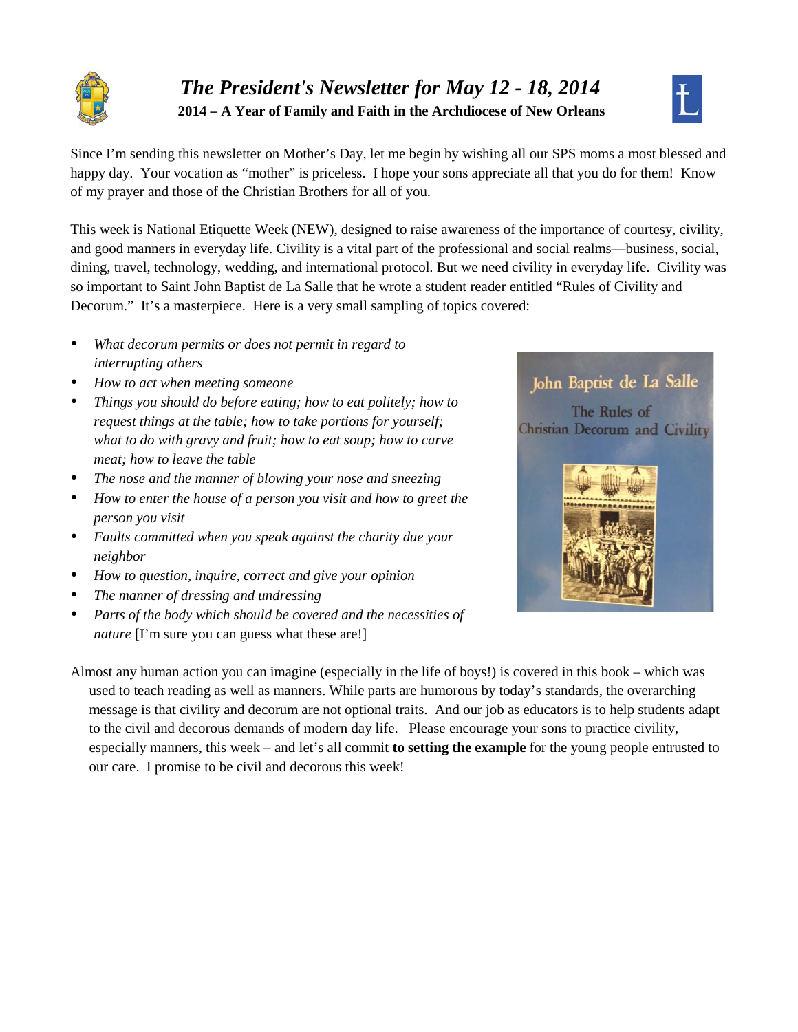# *The President's Newsletter for May 12 - 18, 2014*

**2014 – A Year of Family and Faith in the Archdiocese of New Orleans**

Since I'm sending this newsletter on Mother's Day, let me begin by wishing all our SPS moms a most blessed and happy day. Your vocation as "mother" is priceless. I hope your sons appreciate all that you do for them! Know of my prayer and those of the Christian Brothers for all of you.

This week is National Etiquette Week (NEW), designed to raise awareness of the importance of courtesy, civility, and good manners in everyday life. Civility is a vital part of the professional and social realms—business, social, dining, travel, technology, wedding, and international protocol. But we need civility in everyday life. Civility was so important to Saint John Baptist de La Salle that he wrote a student reader entitled "Rules of Civility and Decorum." It's a masterpiece. Here is a very small sampling of topics covered:

- *What decorum permits or does not permit in regard to interrupting others*
- *How to act when meeting someone*
- *Things you should do before eating; how to eat politely; how to request things at the table; how to take portions for yourself; what to do with gravy and fruit; how to eat soup; how to carve meat; how to leave the table*
- *The nose and the manner of blowing your nose and sneezing*
- *How to enter the house of a person you visit and how to greet the person you visit*
- *Faults committed when you speak against the charity due your neighbor*
- *How to question, inquire, correct and give your opinion*
- *The manner of dressing and undressing*
- *Parts of the body which should be covered and the necessities of nature* [I'm sure you can guess what these are!]

Almost any human action you can imagine (especially in the life of boys!) is covered in this book – which was used to teach reading as well as manners. While parts are humorous by today's standards, the overarching message is that civility and decorum are not optional traits. And our job as educators is to help students adapt to the civil and decorous demands of modern day life. Please encourage your sons to practice civility, especially manners, this week – and let's all commit **to setting the example** for the young people entrusted to our care. I promise to be civil and decorous this week!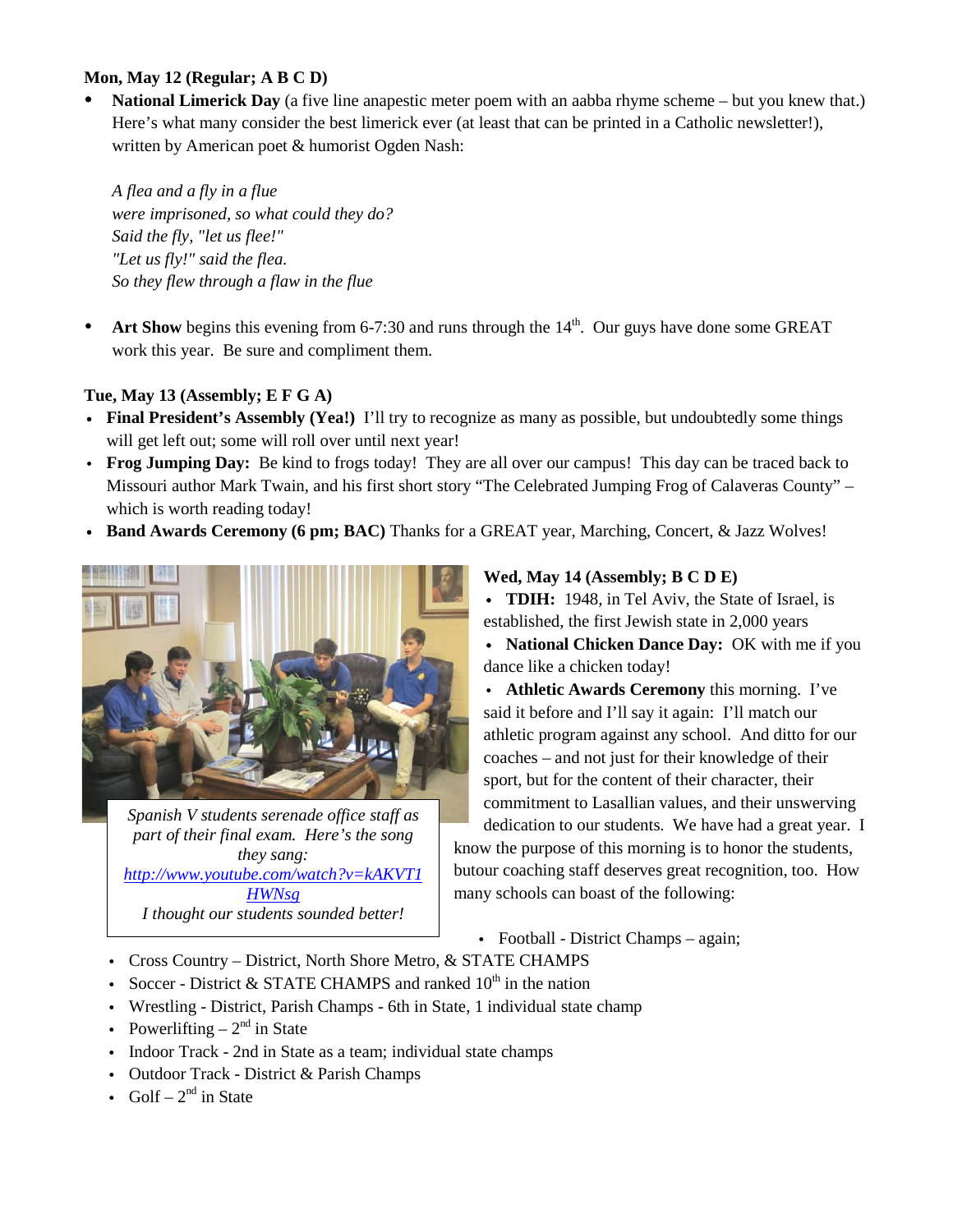**Mon, May 12 (Regular; A B C D)**

- **National Limerick Day** (a five line anapestic meter poem with an aabba rhyme scheme – but you knew that.) Here's what many consider the best limerick ever (at least that can be printed in a Catholic newsletter!), written by American poet & humorist Ogden Nash:

  *A flea and a fly in a flue*
  *were imprisoned, so what could they do?*
  *Said the fly, "let us flee!"*
  *"Let us fly!" said the flea.*
  *So they flew through a flaw in the flue*

- **Art Show** begins this evening from 6-7:30 and runs through the 14th. Our guys have done some GREAT work this year. Be sure and compliment them.

**Tue, May 13 (Assembly; E F G A)**

- **Final President's Assembly (Yea!)** I'll try to recognize as many as possible, but undoubtedly some things will get left out; some will roll over until next year!
- **Frog Jumping Day:** Be kind to frogs today! They are all over our campus! This day can be traced back to Missouri author Mark Twain, and his first short story "The Celebrated Jumping Frog of Calaveras County" – which is worth reading today!
- **Band Awards Ceremony (6 pm; BAC)** Thanks for a GREAT year, Marching, Concert, & Jazz Wolves!

*Spanish V students serenade office staff as part of their final exam. Here's the song they sang: [http://www.youtube.com/watch?v=kAKVT1HWNsg](http://www.youtube.com/watch?v=kAKVT1HWNsg) I thought our students sounded better!*

**Wed, May 14 (Assembly; B C D E)**

- **TDIH:** 1948, in Tel Aviv, the State of Israel, is established, the first Jewish state in 2,000 years
- **National Chicken Dance Day:** OK with me if you dance like a chicken today!
- **Athletic Awards Ceremony** this morning. I've said it before and I'll say it again: I'll match our athletic program against any school. And ditto for our coaches – and not just for their knowledge of their sport, but for the content of their character, their commitment to Lasallian values, and their unswerving dedication to our students. We have had a great year. I know the purpose of this morning is to honor the students, butour coaching staff deserves great recognition, too. How many schools can boast of the following:
  - Football - District Champs – again;
  - Cross Country – District, North Shore Metro, & STATE CHAMPS
  - Soccer - District & STATE CHAMPS and ranked 10th in the nation
  - Wrestling - District, Parish Champs - 6th in State, 1 individual state champ
  - Powerlifting – 2nd in State
  - Indoor Track - 2nd in State as a team; individual state champs
  - Outdoor Track - District & Parish Champs
  - Golf – 2nd in State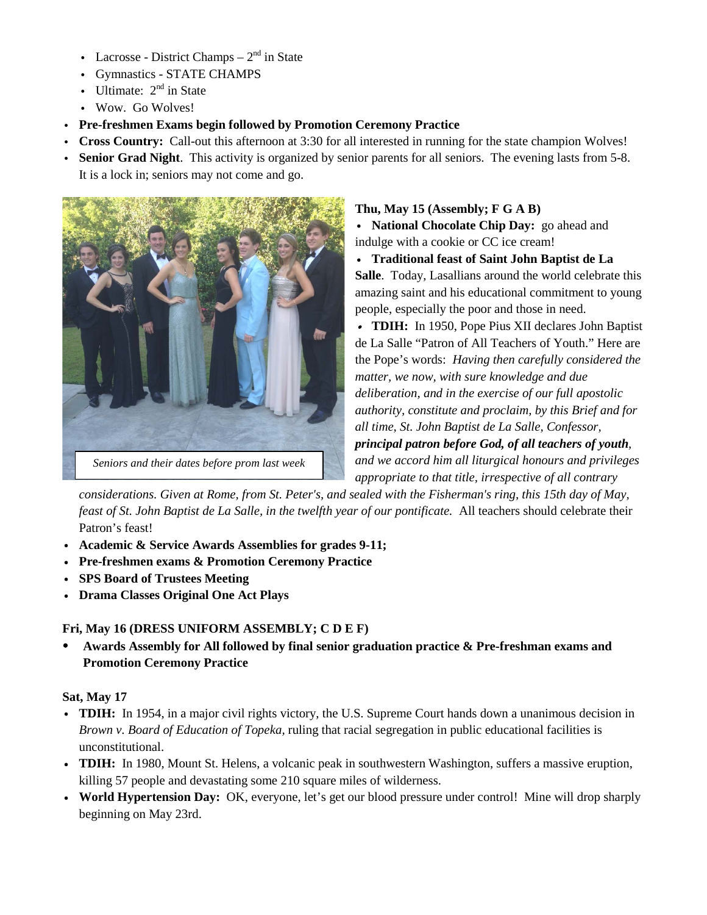- Lacrosse - District Champs – 2nd in State
- Gymnastics - STATE CHAMPS
- Ultimate: 2nd in State
- Wow. Go Wolves!

- **Pre-freshmen Exams begin followed by Promotion Ceremony Practice**
- **Cross Country:** Call-out this afternoon at 3:30 for all interested in running for the state champion Wolves!
- **Senior Grad Night**. This activity is organized by senior parents for all seniors. The evening lasts from 5-8. It is a lock in; seniors may not come and go.

*Seniors and their dates before prom last week*

**Thu, May 15 (Assembly; F G A B)**

- **National Chocolate Chip Day:** go ahead and indulge with a cookie or CC ice cream!
- **Traditional feast of Saint John Baptist de La Salle**. Today, Lasallians around the world celebrate this amazing saint and his educational commitment to young people, especially the poor and those in need.
- **TDIH:** In 1950, Pope Pius XII declares John Baptist de La Salle "Patron of All Teachers of Youth." Here are the Pope's words: *Having then carefully considered the matter, we now, with sure knowledge and due deliberation, and in the exercise of our full apostolic authority, constitute and proclaim, by this Brief and for all time, St. John Baptist de La Salle, Confessor, **principal patron before God, of all teachers of youth**, and we accord him all liturgical honours and privileges appropriate to that title, irrespective of all contrary considerations. Given at Rome, from St. Peter's, and sealed with the Fisherman's ring, this 15th day of May, feast of St. John Baptist de La Salle, in the twelfth year of our pontificate.* All teachers should celebrate their Patron's feast!
- **Academic & Service Awards Assemblies for grades 9-11;**
- **Pre-freshmen exams & Promotion Ceremony Practice**
- **SPS Board of Trustees Meeting**
- **Drama Classes Original One Act Plays**

**Fri, May 16 (DRESS UNIFORM ASSEMBLY; C D E F)**

- **Awards Assembly for All followed by final senior graduation practice & Pre-freshman exams and Promotion Ceremony Practice**

**Sat, May 17**

- **TDIH:** In 1954, in a major civil rights victory, the U.S. Supreme Court hands down a unanimous decision in *Brown v. Board of Education of Topeka*, ruling that racial segregation in public educational facilities is unconstitutional.
- **TDIH:** In 1980, Mount St. Helens, a volcanic peak in southwestern Washington, suffers a massive eruption, killing 57 people and devastating some 210 square miles of wilderness.
- **World Hypertension Day:** OK, everyone, let's get our blood pressure under control! Mine will drop sharply beginning on May 23rd.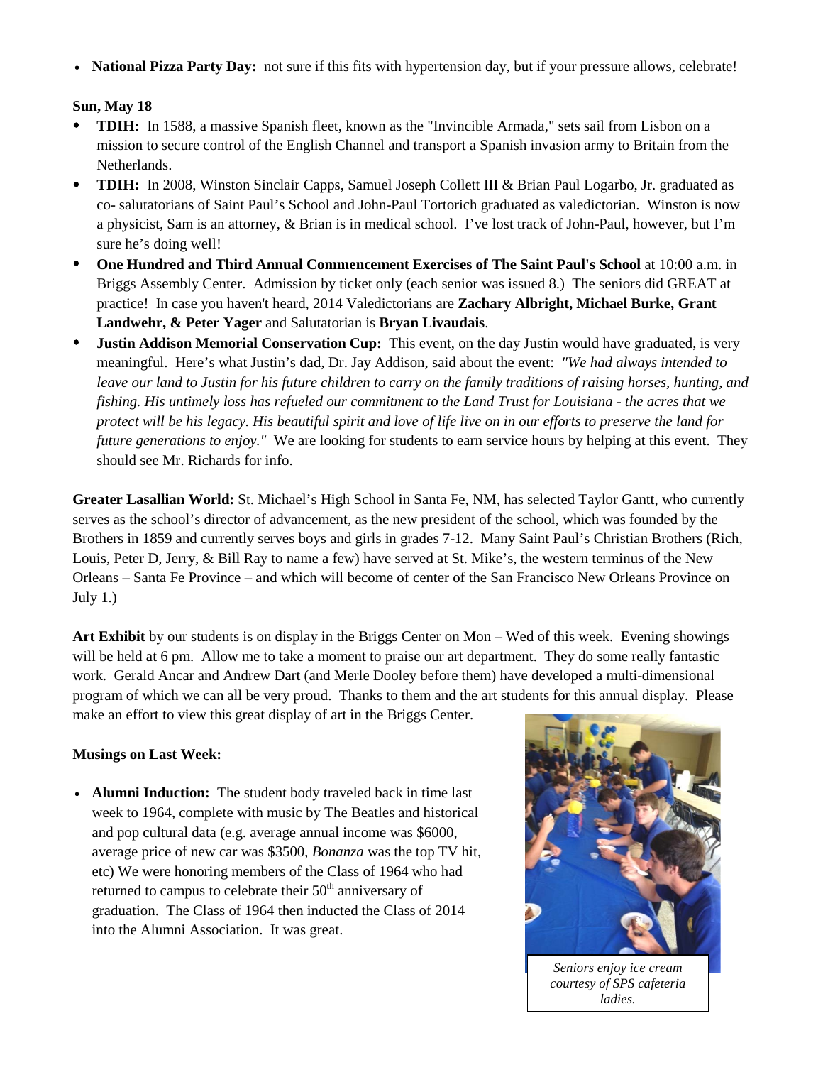- **National Pizza Party Day:** not sure if this fits with hypertension day, but if your pressure allows, celebrate!

**Sun, May 18**

- **TDIH:** In 1588, a massive Spanish fleet, known as the "Invincible Armada," sets sail from Lisbon on a mission to secure control of the English Channel and transport a Spanish invasion army to Britain from the Netherlands.
- **TDIH:** In 2008, Winston Sinclair Capps, Samuel Joseph Collett III & Brian Paul Logarbo, Jr. graduated as co- salutatorians of Saint Paul's School and John-Paul Tortorich graduated as valedictorian. Winston is now a physicist, Sam is an attorney, & Brian is in medical school. I've lost track of John-Paul, however, but I'm sure he's doing well!
- **One Hundred and Third Annual Commencement Exercises of The Saint Paul's School** at 10:00 a.m. in Briggs Assembly Center. Admission by ticket only (each senior was issued 8.) The seniors did GREAT at practice! In case you haven't heard, 2014 Valedictorians are **Zachary Albright, Michael Burke, Grant Landwehr, & Peter Yager** and Salutatorian is **Bryan Livaudais**.
- **Justin Addison Memorial Conservation Cup:** This event, on the day Justin would have graduated, is very meaningful. Here's what Justin's dad, Dr. Jay Addison, said about the event: *"We had always intended to leave our land to Justin for his future children to carry on the family traditions of raising horses, hunting, and fishing. His untimely loss has refueled our commitment to the Land Trust for Louisiana - the acres that we protect will be his legacy. His beautiful spirit and love of life live on in our efforts to preserve the land for future generations to enjoy."* We are looking for students to earn service hours by helping at this event. They should see Mr. Richards for info.

**Greater Lasallian World:** St. Michael's High School in Santa Fe, NM, has selected Taylor Gantt, who currently serves as the school's director of advancement, as the new president of the school, which was founded by the Brothers in 1859 and currently serves boys and girls in grades 7-12. Many Saint Paul's Christian Brothers (Rich, Louis, Peter D, Jerry, & Bill Ray to name a few) have served at St. Mike's, the western terminus of the New Orleans – Santa Fe Province – and which will become of center of the San Francisco New Orleans Province on July 1.)

**Art Exhibit** by our students is on display in the Briggs Center on Mon – Wed of this week. Evening showings will be held at 6 pm. Allow me to take a moment to praise our art department. They do some really fantastic work. Gerald Ancar and Andrew Dart (and Merle Dooley before them) have developed a multi-dimensional program of which we can all be very proud. Thanks to them and the art students for this annual display. Please make an effort to view this great display of art in the Briggs Center.

**Musings on Last Week:**

- **Alumni Induction:** The student body traveled back in time last week to 1964, complete with music by The Beatles and historical and pop cultural data (e.g. average annual income was $6000, average price of new car was $3500, *Bonanza* was the top TV hit, etc) We were honoring members of the Class of 1964 who had returned to campus to celebrate their 50th anniversary of graduation. The Class of 1964 then inducted the Class of 2014 into the Alumni Association. It was great.

*Seniors enjoy ice cream courtesy of SPS cafeteria ladies.*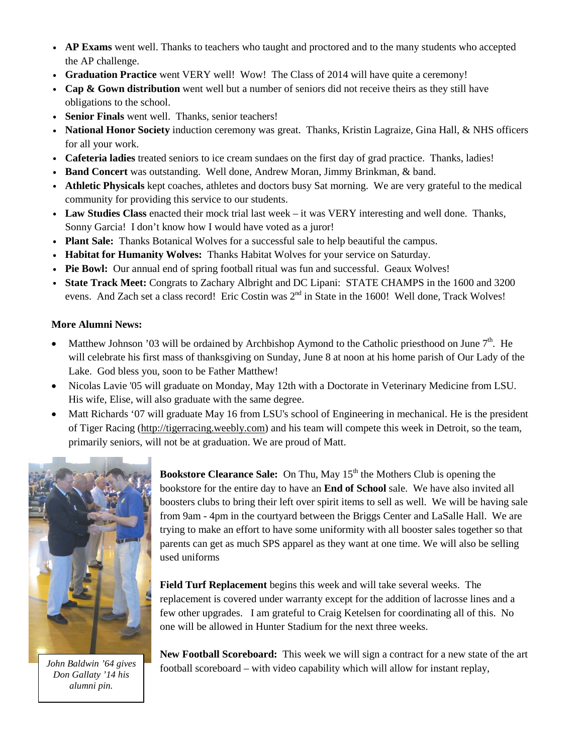- **AP Exams** went well. Thanks to teachers who taught and proctored and to the many students who accepted the AP challenge.
- **Graduation Practice** went VERY well! Wow! The Class of 2014 will have quite a ceremony!
- **Cap & Gown distribution** went well but a number of seniors did not receive theirs as they still have obligations to the school.
- **Senior Finals** went well. Thanks, senior teachers!
- **National Honor Society** induction ceremony was great. Thanks, Kristin Lagraize, Gina Hall, & NHS officers for all your work.
- **Cafeteria ladies** treated seniors to ice cream sundaes on the first day of grad practice. Thanks, ladies!
- **Band Concert** was outstanding. Well done, Andrew Moran, Jimmy Brinkman, & band.
- **Athletic Physicals** kept coaches, athletes and doctors busy Sat morning. We are very grateful to the medical community for providing this service to our students.
- **Law Studies Class** enacted their mock trial last week – it was VERY interesting and well done. Thanks, Sonny Garcia! I don't know how I would have voted as a juror!
- **Plant Sale:** Thanks Botanical Wolves for a successful sale to help beautiful the campus.
- **Habitat for Humanity Wolves:** Thanks Habitat Wolves for your service on Saturday.
- **Pie Bowl:** Our annual end of spring football ritual was fun and successful. Geaux Wolves!
- **State Track Meet:** Congrats to Zachary Albright and DC Lipani: STATE CHAMPS in the 1600 and 3200 evens. And Zach set a class record! Eric Costin was 2nd in State in the 1600! Well done, Track Wolves!

**More Alumni News:**

- Matthew Johnson '03 will be ordained by Archbishop Aymond to the Catholic priesthood on June 7th. He will celebrate his first mass of thanksgiving on Sunday, June 8 at noon at his home parish of Our Lady of the Lake. God bless you, soon to be Father Matthew!
- Nicolas Lavie '05 will graduate on Monday, May 12th with a Doctorate in Veterinary Medicine from LSU. His wife, Elise, will also graduate with the same degree.
- Matt Richards '07 will graduate May 16 from LSU's school of Engineering in mechanical. He is the president of Tiger Racing (http://tigerracing.weebly.com) and his team will compete this week in Detroit, so the team, primarily seniors, will not be at graduation. We are proud of Matt.

*John Baldwin '64 gives Don Gallaty '14 his alumni pin.*

**Bookstore Clearance Sale:** On Thu, May 15th the Mothers Club is opening the bookstore for the entire day to have an **End of School** sale. We have also invited all boosters clubs to bring their left over spirit items to sell as well. We will be having sale from 9am - 4pm in the courtyard between the Briggs Center and LaSalle Hall. We are trying to make an effort to have some uniformity with all booster sales together so that parents can get as much SPS apparel as they want at one time. We will also be selling used uniforms

**Field Turf Replacement** begins this week and will take several weeks. The replacement is covered under warranty except for the addition of lacrosse lines and a few other upgrades. I am grateful to Craig Ketelsen for coordinating all of this. No one will be allowed in Hunter Stadium for the next three weeks.

**New Football Scoreboard:** This week we will sign a contract for a new state of the art football scoreboard – with video capability which will allow for instant replay,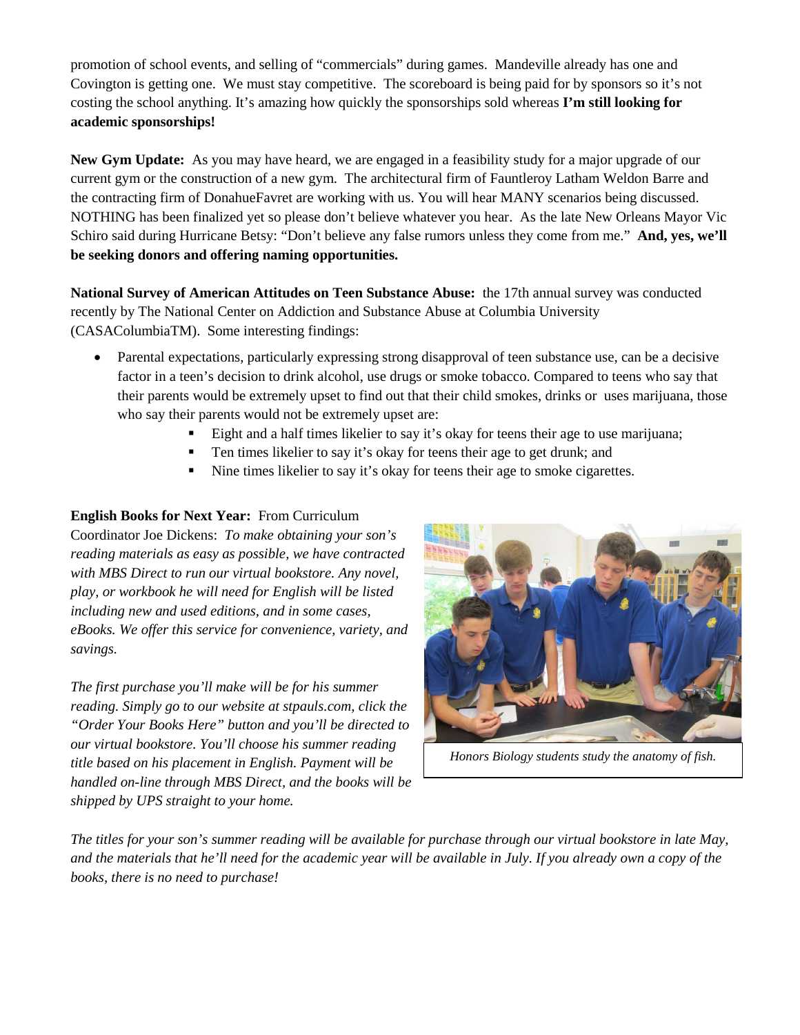promotion of school events, and selling of "commercials" during games. Mandeville already has one and Covington is getting one. We must stay competitive. The scoreboard is being paid for by sponsors so it's not costing the school anything. It's amazing how quickly the sponsorships sold whereas **I'm still looking for academic sponsorships!**

**New Gym Update:** As you may have heard, we are engaged in a feasibility study for a major upgrade of our current gym or the construction of a new gym. The architectural firm of Fauntleroy Latham Weldon Barre and the contracting firm of DonahueFavret are working with us. You will hear MANY scenarios being discussed. NOTHING has been finalized yet so please don't believe whatever you hear. As the late New Orleans Mayor Vic Schiro said during Hurricane Betsy: "Don't believe any false rumors unless they come from me." **And, yes, we'll be seeking donors and offering naming opportunities.**

**National Survey of American Attitudes on Teen Substance Abuse:** the 17th annual survey was conducted recently by The National Center on Addiction and Substance Abuse at Columbia University (CASAColumbiaTM). Some interesting findings:

- Parental expectations, particularly expressing strong disapproval of teen substance use, can be a decisive factor in a teen's decision to drink alcohol, use drugs or smoke tobacco. Compared to teens who say that their parents would be extremely upset to find out that their child smokes, drinks or uses marijuana, those who say their parents would not be extremely upset are:
  - Eight and a half times likelier to say it's okay for teens their age to use marijuana;
  - Ten times likelier to say it's okay for teens their age to get drunk; and
  - Nine times likelier to say it's okay for teens their age to smoke cigarettes.

**English Books for Next Year:** From Curriculum Coordinator Joe Dickens: *To make obtaining your son's reading materials as easy as possible, we have contracted with MBS Direct to run our virtual bookstore. Any novel, play, or workbook he will need for English will be listed including new and used editions, and in some cases, eBooks. We offer this service for convenience, variety, and savings.*

*The first purchase you'll make will be for his summer reading. Simply go to our website at stpauls.com, click the "Order Your Books Here" button and you'll be directed to our virtual bookstore. You'll choose his summer reading title based on his placement in English. Payment will be handled on-line through MBS Direct, and the books will be shipped by UPS straight to your home.*

*Honors Biology students study the anatomy of fish.*

*The titles for your son's summer reading will be available for purchase through our virtual bookstore in late May, and the materials that he'll need for the academic year will be available in July. If you already own a copy of the books, there is no need to purchase!*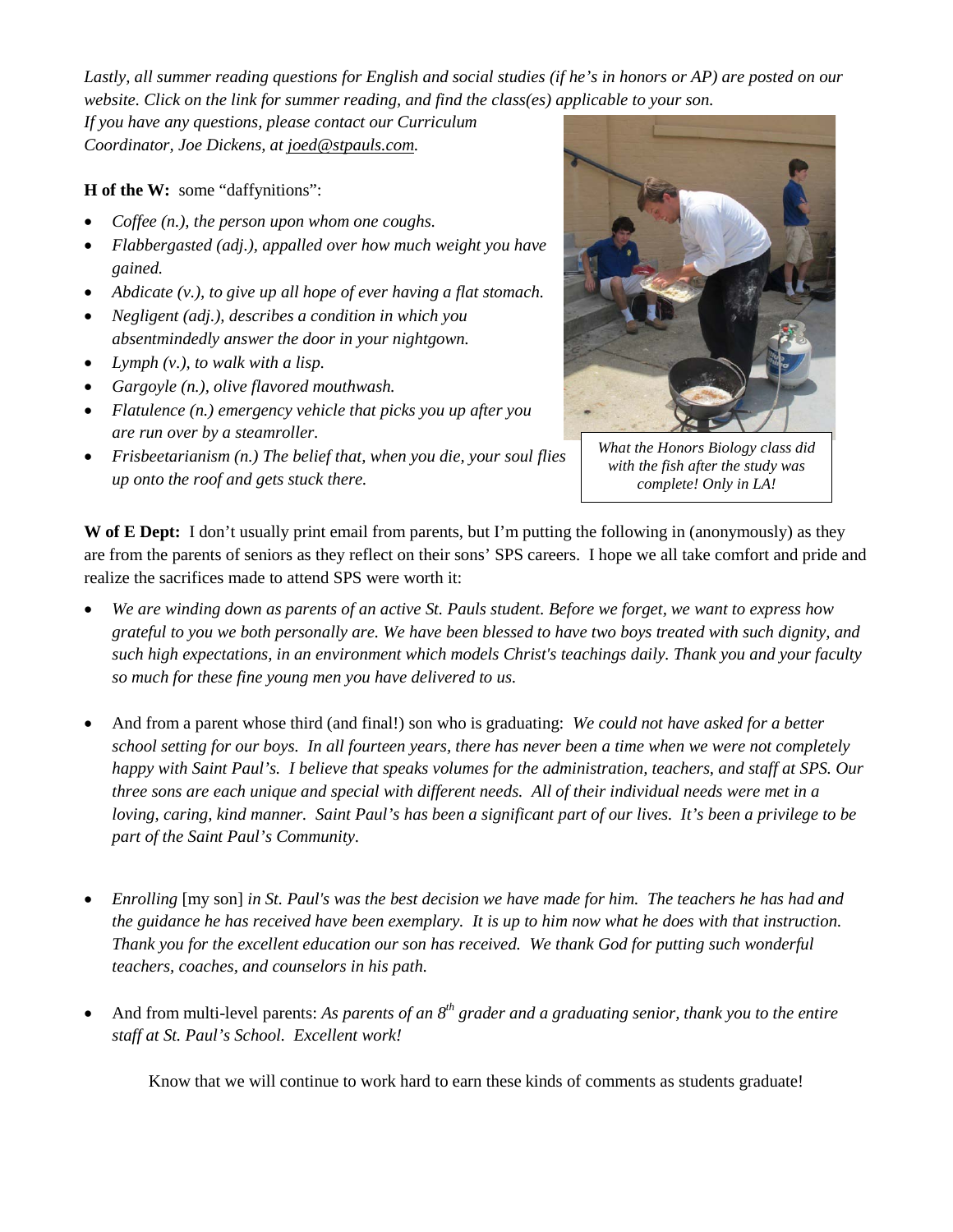*Lastly, all summer reading questions for English and social studies (if he's in honors or AP) are posted on our website. Click on the link for summer reading, and find the class(es) applicable to your son. If you have any questions, please contact our Curriculum Coordinator, Joe Dickens, at joed@stpauls.com.*

**H of the W:** some "daffynitions":

- *Coffee (n.), the person upon whom one coughs.*
- *Flabbergasted (adj.), appalled over how much weight you have gained.*
- *Abdicate (v.), to give up all hope of ever having a flat stomach.*
- *Negligent (adj.), describes a condition in which you absentmindedly answer the door in your nightgown.*
- *Lymph (v.), to walk with a lisp.*
- *Gargoyle (n.), olive flavored mouthwash.*
- *Flatulence (n.) emergency vehicle that picks you up after you are run over by a steamroller.*
- *Frisbeetarianism (n.) The belief that, when you die, your soul flies up onto the roof and gets stuck there.*

*What the Honors Biology class did with the fish after the study was complete! Only in LA!*

**W of E Dept:** I don't usually print email from parents, but I'm putting the following in (anonymously) as they are from the parents of seniors as they reflect on their sons' SPS careers. I hope we all take comfort and pride and realize the sacrifices made to attend SPS were worth it:

- *We are winding down as parents of an active St. Pauls student. Before we forget, we want to express how grateful to you we both personally are. We have been blessed to have two boys treated with such dignity, and such high expectations, in an environment which models Christ's teachings daily. Thank you and your faculty so much for these fine young men you have delivered to us.*

- And from a parent whose third (and final!) son who is graduating: *We could not have asked for a better school setting for our boys. In all fourteen years, there has never been a time when we were not completely happy with Saint Paul's. I believe that speaks volumes for the administration, teachers, and staff at SPS. Our three sons are each unique and special with different needs. All of their individual needs were met in a loving, caring, kind manner. Saint Paul's has been a significant part of our lives. It's been a privilege to be part of the Saint Paul's Community.*

- *Enrolling* [my son] *in St. Paul's was the best decision we have made for him. The teachers he has had and the guidance he has received have been exemplary. It is up to him now what he does with that instruction. Thank you for the excellent education our son has received. We thank God for putting such wonderful teachers, coaches, and counselors in his path.*

- And from multi-level parents: *As parents of an 8th grader and a graduating senior, thank you to the entire staff at St. Paul's School. Excellent work!*

Know that we will continue to work hard to earn these kinds of comments as students graduate!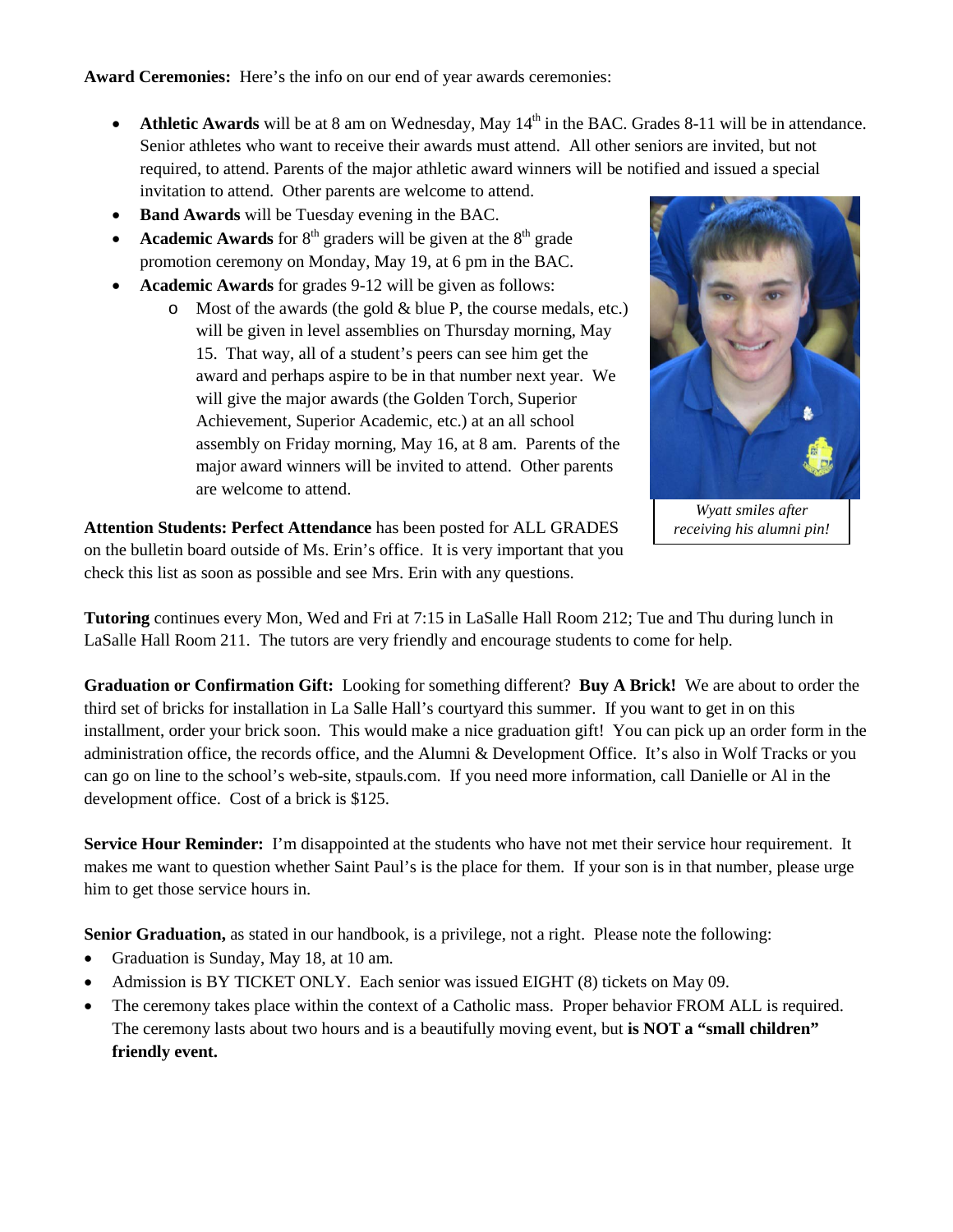**Award Ceremonies:** Here's the info on our end of year awards ceremonies:

- **Athletic Awards** will be at 8 am on Wednesday, May 14th in the BAC. Grades 8-11 will be in attendance. Senior athletes who want to receive their awards must attend. All other seniors are invited, but not required, to attend. Parents of the major athletic award winners will be notified and issued a special invitation to attend. Other parents are welcome to attend.
- **Band Awards** will be Tuesday evening in the BAC.
- **Academic Awards** for 8th graders will be given at the 8th grade promotion ceremony on Monday, May 19, at 6 pm in the BAC.
- **Academic Awards** for grades 9-12 will be given as follows:
  - Most of the awards (the gold & blue P, the course medals, etc.) will be given in level assemblies on Thursday morning, May 15. That way, all of a student's peers can see him get the award and perhaps aspire to be in that number next year. We will give the major awards (the Golden Torch, Superior Achievement, Superior Academic, etc.) at an all school assembly on Friday morning, May 16, at 8 am. Parents of the major award winners will be invited to attend. Other parents are welcome to attend.

*Wyatt smiles after receiving his alumni pin!*

**Attention Students: Perfect Attendance** has been posted for ALL GRADES on the bulletin board outside of Ms. Erin's office. It is very important that you check this list as soon as possible and see Mrs. Erin with any questions.

**Tutoring** continues every Mon, Wed and Fri at 7:15 in LaSalle Hall Room 212; Tue and Thu during lunch in LaSalle Hall Room 211. The tutors are very friendly and encourage students to come for help.

**Graduation or Confirmation Gift:** Looking for something different? **Buy A Brick!** We are about to order the third set of bricks for installation in La Salle Hall's courtyard this summer. If you want to get in on this installment, order your brick soon. This would make a nice graduation gift! You can pick up an order form in the administration office, the records office, and the Alumni & Development Office. It's also in Wolf Tracks or you can go on line to the school's web-site, stpauls.com. If you need more information, call Danielle or Al in the development office. Cost of a brick is $125.

**Service Hour Reminder:** I'm disappointed at the students who have not met their service hour requirement. It makes me want to question whether Saint Paul's is the place for them. If your son is in that number, please urge him to get those service hours in.

**Senior Graduation,** as stated in our handbook, is a privilege, not a right. Please note the following:

- Graduation is Sunday, May 18, at 10 am.
- Admission is BY TICKET ONLY. Each senior was issued EIGHT (8) tickets on May 09.
- The ceremony takes place within the context of a Catholic mass. Proper behavior FROM ALL is required. The ceremony lasts about two hours and is a beautifully moving event, but **is NOT a "small children" friendly event.**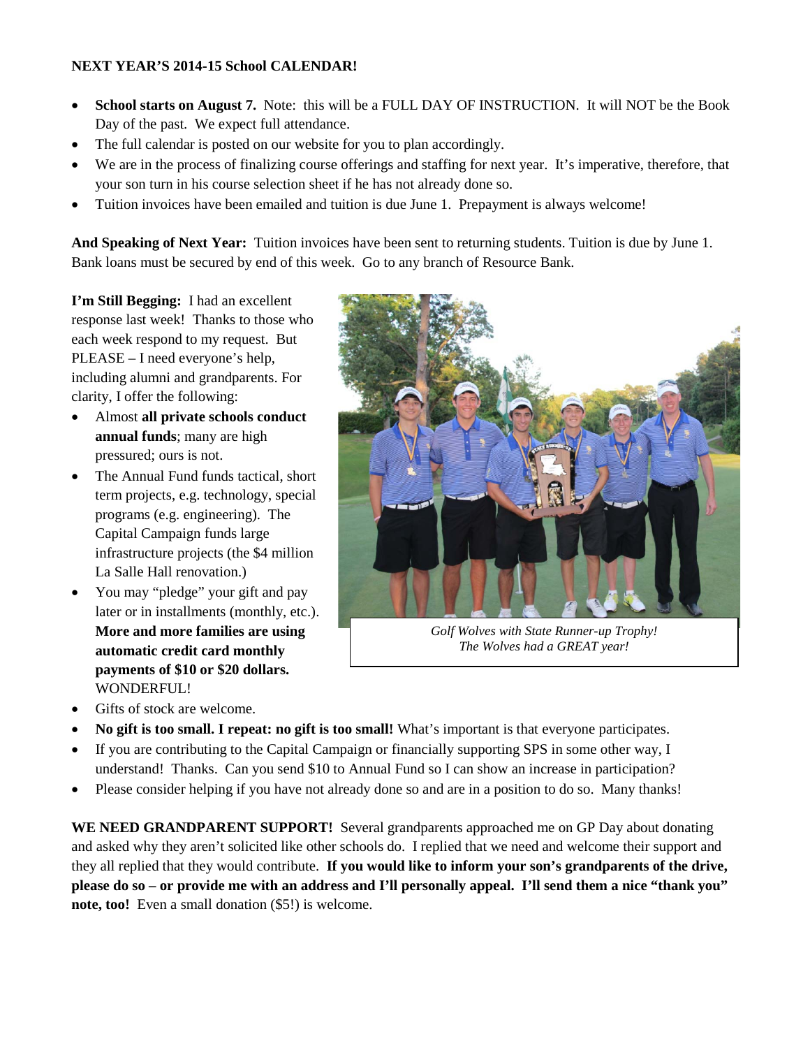**NEXT YEAR'S 2014-15 School CALENDAR!**

- **School starts on August 7.** Note: this will be a FULL DAY OF INSTRUCTION. It will NOT be the Book Day of the past. We expect full attendance.
- The full calendar is posted on our website for you to plan accordingly.
- We are in the process of finalizing course offerings and staffing for next year. It's imperative, therefore, that your son turn in his course selection sheet if he has not already done so.
- Tuition invoices have been emailed and tuition is due June 1. Prepayment is always welcome!

**And Speaking of Next Year:** Tuition invoices have been sent to returning students. Tuition is due by June 1. Bank loans must be secured by end of this week. Go to any branch of Resource Bank.

**I'm Still Begging:** I had an excellent response last week! Thanks to those who each week respond to my request. But PLEASE – I need everyone's help, including alumni and grandparents. For clarity, I offer the following:

- Almost **all private schools conduct annual funds**; many are high pressured; ours is not.
- The Annual Fund funds tactical, short term projects, e.g. technology, special programs (e.g. engineering). The Capital Campaign funds large infrastructure projects (the $4 million La Salle Hall renovation.)
- You may "pledge" your gift and pay later or in installments (monthly, etc.). **More and more families are using automatic credit card monthly payments of $10 or $20 dollars.** WONDERFUL!
- Gifts of stock are welcome.
- **No gift is too small. I repeat: no gift is too small!** What's important is that everyone participates.
- If you are contributing to the Capital Campaign or financially supporting SPS in some other way, I understand! Thanks. Can you send $10 to Annual Fund so I can show an increase in participation?
- Please consider helping if you have not already done so and are in a position to do so. Many thanks!

*Golf Wolves with State Runner-up Trophy! The Wolves had a GREAT year!*

**WE NEED GRANDPARENT SUPPORT!** Several grandparents approached me on GP Day about donating and asked why they aren't solicited like other schools do. I replied that we need and welcome their support and they all replied that they would contribute. **If you would like to inform your son's grandparents of the drive, please do so – or provide me with an address and I'll personally appeal. I'll send them a nice "thank you" note, too!** Even a small donation ($5!) is welcome.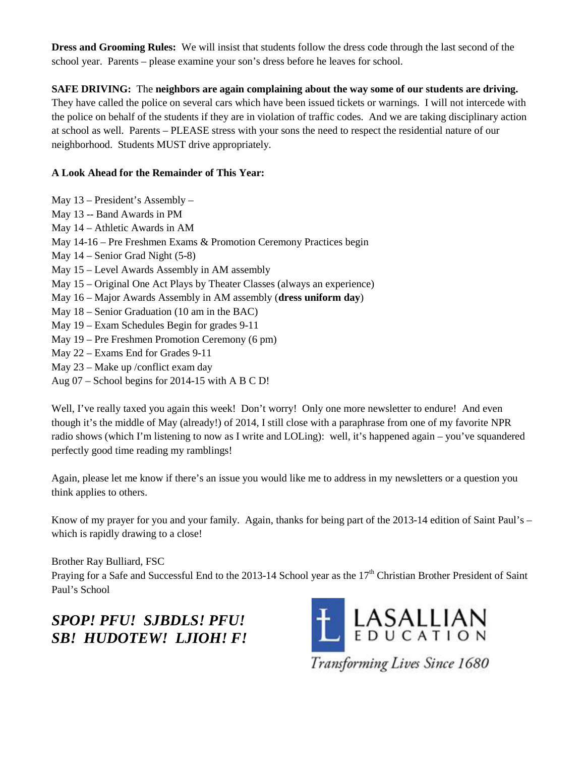**Dress and Grooming Rules:** We will insist that students follow the dress code through the last second of the school year. Parents – please examine your son's dress before he leaves for school.

**SAFE DRIVING:** The **neighbors are again complaining about the way some of our students are driving.** They have called the police on several cars which have been issued tickets or warnings. I will not intercede with the police on behalf of the students if they are in violation of traffic codes. And we are taking disciplinary action at school as well. Parents – PLEASE stress with your sons the need to respect the residential nature of our neighborhood. Students MUST drive appropriately.

**A Look Ahead for the Remainder of This Year:**

May 13 – President's Assembly –
May 13 -- Band Awards in PM
May 14 – Athletic Awards in AM
May 14-16 – Pre Freshmen Exams & Promotion Ceremony Practices begin
May 14 – Senior Grad Night (5-8)
May 15 – Level Awards Assembly in AM assembly
May 15 – Original One Act Plays by Theater Classes (always an experience)
May 16 – Major Awards Assembly in AM assembly (**dress uniform day**)
May 18 – Senior Graduation (10 am in the BAC)
May 19 – Exam Schedules Begin for grades 9-11
May 19 – Pre Freshmen Promotion Ceremony (6 pm)
May 22 – Exams End for Grades 9-11
May 23 – Make up /conflict exam day
Aug 07 – School begins for 2014-15 with A B C D!

Well, I've really taxed you again this week! Don't worry! Only one more newsletter to endure! And even though it's the middle of May (already!) of 2014, I still close with a paraphrase from one of my favorite NPR radio shows (which I'm listening to now as I write and LOLing): well, it's happened again – you've squandered perfectly good time reading my ramblings!

Again, please let me know if there's an issue you would like me to address in my newsletters or a question you think applies to others.

Know of my prayer for you and your family. Again, thanks for being part of the 2013-14 edition of Saint Paul's – which is rapidly drawing to a close!

Brother Ray Bulliard, FSC
Praying for a Safe and Successful End to the 2013-14 School year as the 17th Christian Brother President of Saint Paul's School

***SPOP! PFU! SJBDLS! PFU!***
***SB! HUDOTEW! LJIOH! F!***

LASALLIAN EDUCATION
*Transforming Lives Since 1680*